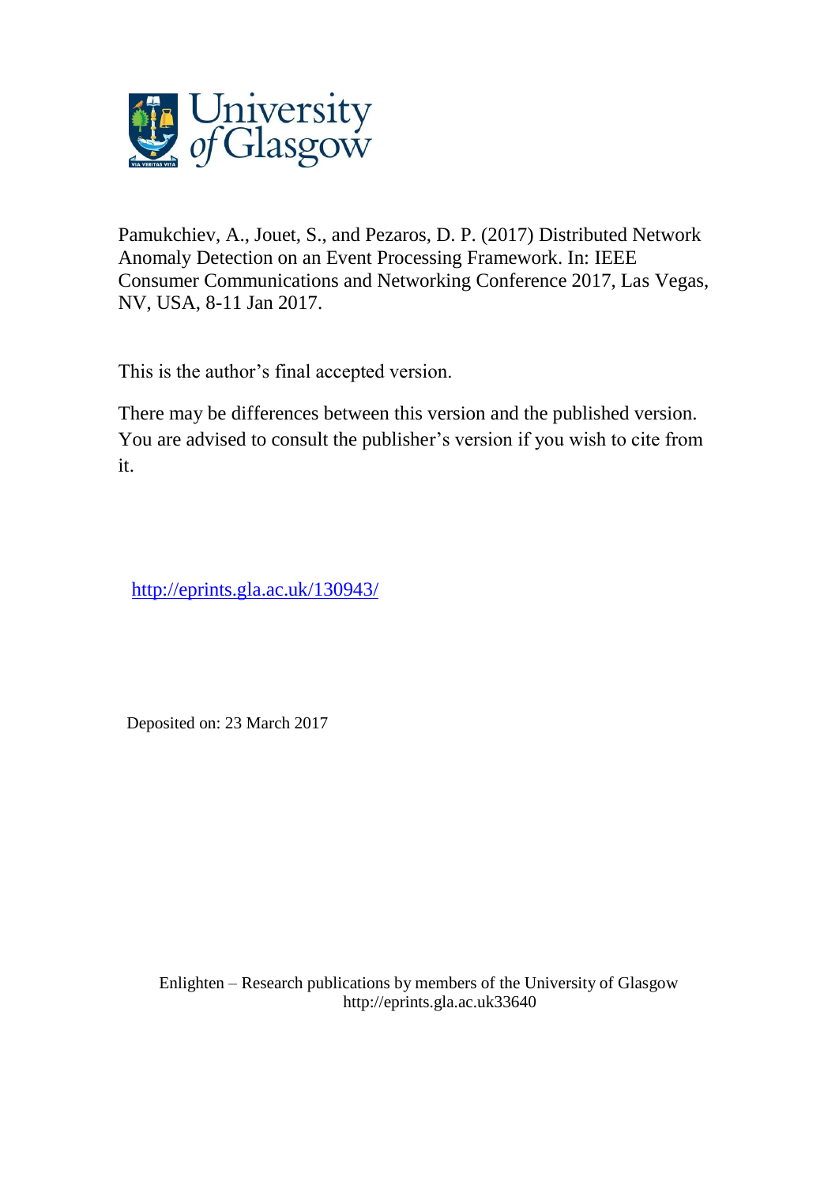University of Glasgow

Pamukchiev, A., Jouet, S., and Pezaros, D. P. (2017) Distributed Network Anomaly Detection on an Event Processing Framework. In: IEEE Consumer Communications and Networking Conference 2017, Las Vegas, NV, USA, 8-11 Jan 2017.

This is the author's final accepted version.

There may be differences between this version and the published version. You are advised to consult the publisher's version if you wish to cite from it.

http://eprints.gla.ac.uk/130943/

Deposited on: 23 March 2017

Enlighten – Research publications by members of the University of Glasgow
http://eprints.gla.ac.uk33640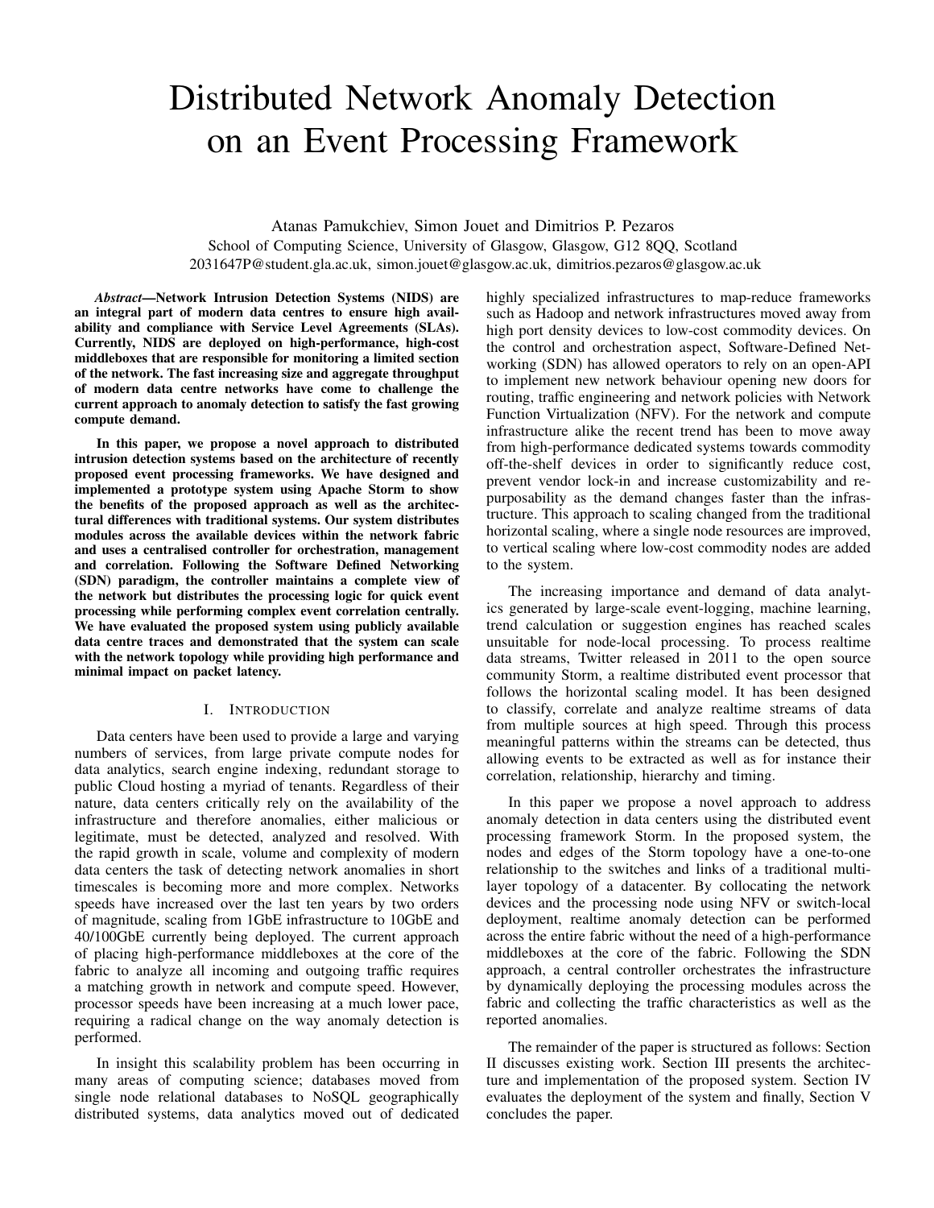# Distributed Network Anomaly Detection on an Event Processing Framework

Atanas Pamukchiev, Simon Jouet and Dimitrios P. Pezaros
School of Computing Science, University of Glasgow, Glasgow, G12 8QQ, Scotland
2031647P@student.gla.ac.uk, simon.jouet@glasgow.ac.uk, dimitrios.pezaros@glasgow.ac.uk

***Abstract*—Network Intrusion Detection Systems (NIDS) are an integral part of modern data centres to ensure high availability and compliance with Service Level Agreements (SLAs). Currently, NIDS are deployed on high-performance, high-cost middleboxes that are responsible for monitoring a limited section of the network. The fast increasing size and aggregate throughput of modern data centre networks have come to challenge the current approach to anomaly detection to satisfy the fast growing compute demand.**

**In this paper, we propose a novel approach to distributed intrusion detection systems based on the architecture of recently proposed event processing frameworks. We have designed and implemented a prototype system using Apache Storm to show the benefits of the proposed approach as well as the architectural differences with traditional systems. Our system distributes modules across the available devices within the network fabric and uses a centralised controller for orchestration, management and correlation. Following the Software Defined Networking (SDN) paradigm, the controller maintains a complete view of the network but distributes the processing logic for quick event processing while performing complex event correlation centrally. We have evaluated the proposed system using publicly available data centre traces and demonstrated that the system can scale with the network topology while providing high performance and minimal impact on packet latency.**

## I. Introduction

Data centers have been used to provide a large and varying numbers of services, from large private compute nodes for data analytics, search engine indexing, redundant storage to public Cloud hosting a myriad of tenants. Regardless of their nature, data centers critically rely on the availability of the infrastructure and therefore anomalies, either malicious or legitimate, must be detected, analyzed and resolved. With the rapid growth in scale, volume and complexity of modern data centers the task of detecting network anomalies in short timescales is becoming more and more complex. Networks speeds have increased over the last ten years by two orders of magnitude, scaling from 1GbE infrastructure to 10GbE and 40/100GbE currently being deployed. The current approach of placing high-performance middleboxes at the core of the fabric to analyze all incoming and outgoing traffic requires a matching growth in network and compute speed. However, processor speeds have been increasing at a much lower pace, requiring a radical change on the way anomaly detection is performed.

In insight this scalability problem has been occurring in many areas of computing science; databases moved from single node relational databases to NoSQL geographically distributed systems, data analytics moved out of dedicated highly specialized infrastructures to map-reduce frameworks such as Hadoop and network infrastructures moved away from high port density devices to low-cost commodity devices. On the control and orchestration aspect, Software-Defined Networking (SDN) has allowed operators to rely on an open-API to implement new network behaviour opening new doors for routing, traffic engineering and network policies with Network Function Virtualization (NFV). For the network and compute infrastructure alike the recent trend has been to move away from high-performance dedicated systems towards commodity off-the-shelf devices in order to significantly reduce cost, prevent vendor lock-in and increase customizability and repurposability as the demand changes faster than the infrastructure. This approach to scaling changed from the traditional horizontal scaling, where a single node resources are improved, to vertical scaling where low-cost commodity nodes are added to the system.

The increasing importance and demand of data analytics generated by large-scale event-logging, machine learning, trend calculation or suggestion engines has reached scales unsuitable for node-local processing. To process realtime data streams, Twitter released in 2011 to the open source community Storm, a realtime distributed event processor that follows the horizontal scaling model. It has been designed to classify, correlate and analyze realtime streams of data from multiple sources at high speed. Through this process meaningful patterns within the streams can be detected, thus allowing events to be extracted as well as for instance their correlation, relationship, hierarchy and timing.

In this paper we propose a novel approach to address anomaly detection in data centers using the distributed event processing framework Storm. In the proposed system, the nodes and edges of the Storm topology have a one-to-one relationship to the switches and links of a traditional multi-layer topology of a datacenter. By collocating the network devices and the processing node using NFV or switch-local deployment, realtime anomaly detection can be performed across the entire fabric without the need of a high-performance middleboxes at the core of the fabric. Following the SDN approach, a central controller orchestrates the infrastructure by dynamically deploying the processing modules across the fabric and collecting the traffic characteristics as well as the reported anomalies.

The remainder of the paper is structured as follows: Section II discusses existing work. Section III presents the architecture and implementation of the proposed system. Section IV evaluates the deployment of the system and finally, Section V concludes the paper.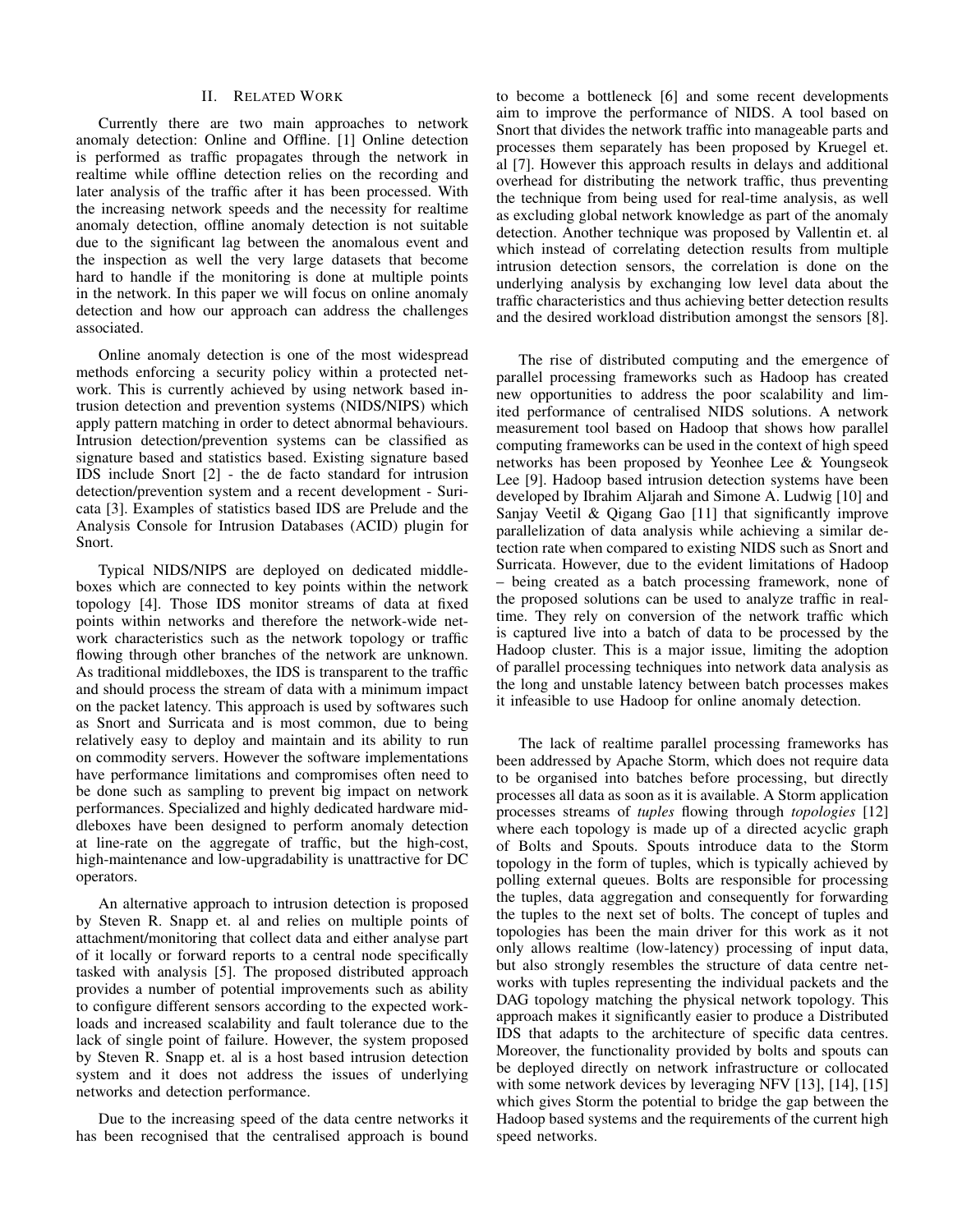## II. Related Work

Currently there are two main approaches to network anomaly detection: Online and Offline. [1] Online detection is performed as traffic propagates through the network in realtime while offline detection relies on the recording and later analysis of the traffic after it has been processed. With the increasing network speeds and the necessity for realtime anomaly detection, offline anomaly detection is not suitable due to the significant lag between the anomalous event and the inspection as well the very large datasets that become hard to handle if the monitoring is done at multiple points in the network. In this paper we will focus on online anomaly detection and how our approach can address the challenges associated.

Online anomaly detection is one of the most widespread methods enforcing a security policy within a protected network. This is currently achieved by using network based intrusion detection and prevention systems (NIDS/NIPS) which apply pattern matching in order to detect abnormal behaviours. Intrusion detection/prevention systems can be classified as signature based and statistics based. Existing signature based IDS include Snort [2] - the de facto standard for intrusion detection/prevention system and a recent development - Suricata [3]. Examples of statistics based IDS are Prelude and the Analysis Console for Intrusion Databases (ACID) plugin for Snort.

Typical NIDS/NIPS are deployed on dedicated middleboxes which are connected to key points within the network topology [4]. Those IDS monitor streams of data at fixed points within networks and therefore the network-wide network characteristics such as the network topology or traffic flowing through other branches of the network are unknown. As traditional middleboxes, the IDS is transparent to the traffic and should process the stream of data with a minimum impact on the packet latency. This approach is used by softwares such as Snort and Surricata and is most common, due to being relatively easy to deploy and maintain and its ability to run on commodity servers. However the software implementations have performance limitations and compromises often need to be done such as sampling to prevent big impact on network performances. Specialized and highly dedicated hardware middleboxes have been designed to perform anomaly detection at line-rate on the aggregate of traffic, but the high-cost, high-maintenance and low-upgradability is unattractive for DC operators.

An alternative approach to intrusion detection is proposed by Steven R. Snapp et. al and relies on multiple points of attachment/monitoring that collect data and either analyse part of it locally or forward reports to a central node specifically tasked with analysis [5]. The proposed distributed approach provides a number of potential improvements such as ability to configure different sensors according to the expected workloads and increased scalability and fault tolerance due to the lack of single point of failure. However, the system proposed by Steven R. Snapp et. al is a host based intrusion detection system and it does not address the issues of underlying networks and detection performance.

Due to the increasing speed of the data centre networks it has been recognised that the centralised approach is bound to become a bottleneck [6] and some recent developments aim to improve the performance of NIDS. A tool based on Snort that divides the network traffic into manageable parts and processes them separately has been proposed by Kruegel et. al [7]. However this approach results in delays and additional overhead for distributing the network traffic, thus preventing the technique from being used for real-time analysis, as well as excluding global network knowledge as part of the anomaly detection. Another technique was proposed by Vallentin et. al which instead of correlating detection results from multiple intrusion detection sensors, the correlation is done on the underlying analysis by exchanging low level data about the traffic characteristics and thus achieving better detection results and the desired workload distribution amongst the sensors [8].

The rise of distributed computing and the emergence of parallel processing frameworks such as Hadoop has created new opportunities to address the poor scalability and limited performance of centralised NIDS solutions. A network measurement tool based on Hadoop that shows how parallel computing frameworks can be used in the context of high speed networks has been proposed by Yeonhee Lee & Youngseok Lee [9]. Hadoop based intrusion detection systems have been developed by Ibrahim Aljarah and Simone A. Ludwig [10] and Sanjay Veetil & Qigang Gao [11] that significantly improve parallelization of data analysis while achieving a similar detection rate when compared to existing NIDS such as Snort and Surricata. However, due to the evident limitations of Hadoop – being created as a batch processing framework, none of the proposed solutions can be used to analyze traffic in realtime. They rely on conversion of the network traffic which is captured live into a batch of data to be processed by the Hadoop cluster. This is a major issue, limiting the adoption of parallel processing techniques into network data analysis as the long and unstable latency between batch processes makes it infeasible to use Hadoop for online anomaly detection.

The lack of realtime parallel processing frameworks has been addressed by Apache Storm, which does not require data to be organised into batches before processing, but directly processes all data as soon as it is available. A Storm application processes streams of *tuples* flowing through *topologies* [12] where each topology is made up of a directed acyclic graph of Bolts and Spouts. Spouts introduce data to the Storm topology in the form of tuples, which is typically achieved by polling external queues. Bolts are responsible for processing the tuples, data aggregation and consequently for forwarding the tuples to the next set of bolts. The concept of tuples and topologies has been the main driver for this work as it not only allows realtime (low-latency) processing of input data, but also strongly resembles the structure of data centre networks with tuples representing the individual packets and the DAG topology matching the physical network topology. This approach makes it significantly easier to produce a Distributed IDS that adapts to the architecture of specific data centres. Moreover, the functionality provided by bolts and spouts can be deployed directly on network infrastructure or collocated with some network devices by leveraging NFV [13], [14], [15] which gives Storm the potential to bridge the gap between the Hadoop based systems and the requirements of the current high speed networks.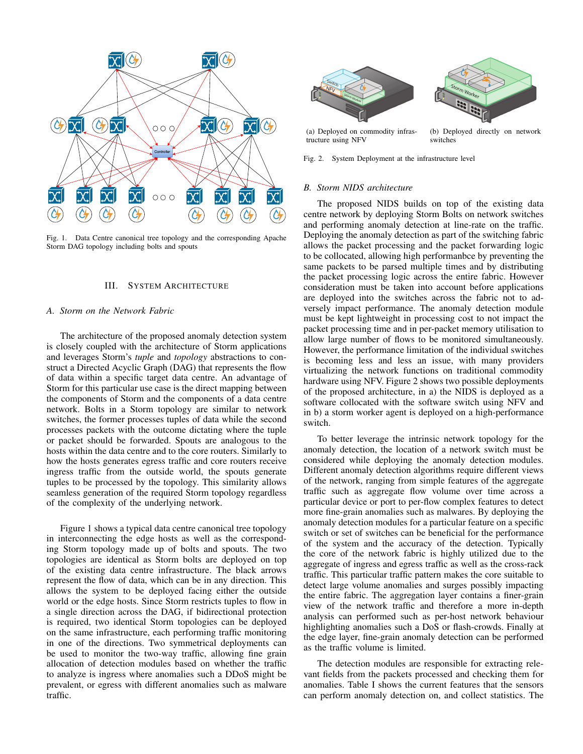Fig. 1. Data Centre canonical tree topology and the corresponding Apache Storm DAG topology including bolts and spouts

## III. System Architecture

### A. Storm on the Network Fabric

The architecture of the proposed anomaly detection system is closely coupled with the architecture of Storm applications and leverages Storm's *tuple* and *topology* abstractions to construct a Directed Acyclic Graph (DAG) that represents the flow of data within a specific target data centre. An advantage of Storm for this particular use case is the direct mapping between the components of Storm and the components of a data centre network. Bolts in a Storm topology are similar to network switches, the former processes tuples of data while the second processes packets with the outcome dictating where the tuple or packet should be forwarded. Spouts are analogous to the hosts within the data centre and to the core routers. Similarly to how the hosts generates egress traffic and core routers receive ingress traffic from the outside world, the spouts generate tuples to be processed by the topology. This similarity allows seamless generation of the required Storm topology regardless of the complexity of the underlying network.

Figure 1 shows a typical data centre canonical tree topology in interconnecting the edge hosts as well as the corresponding Storm topology made up of bolts and spouts. The two topologies are identical as Storm bolts are deployed on top of the existing data centre infrastructure. The black arrows represent the flow of data, which can be in any direction. This allows the system to be deployed facing either the outside world or the edge hosts. Since Storm restricts tuples to flow in a single direction across the DAG, if bidirectional protection is required, two identical Storm topologies can be deployed on the same infrastructure, each performing traffic monitoring in one of the directions. Two symmetrical deployments can be used to monitor the two-way traffic, allowing fine grain allocation of detection modules based on whether the traffic to analyze is ingress where anomalies such a DDoS might be prevalent, or egress with different anomalies such as malware traffic.

(a) Deployed on commodity infrastructure using NFV

(b) Deployed directly on network switches

Fig. 2. System Deployment at the infrastructure level

### B. Storm NIDS architecture

The proposed NIDS builds on top of the existing data centre network by deploying Storm Bolts on network switches and performing anomaly detection at line-rate on the traffic. Deploying the anomaly detection as part of the switching fabric allows the packet processing and the packet forwarding logic to be collocated, allowing high performanbce by preventing the same packets to be parsed multiple times and by distributing the packet processing logic across the entire fabric. However consideration must be taken into account before applications are deployed into the switches across the fabric not to adversely impact performance. The anomaly detection module must be kept lightweight in processing cost to not impact the packet processing time and in per-packet memory utilisation to allow large number of flows to be monitored simultaneously. However, the performance limitation of the individual switches is becoming less and less an issue, with many providers virtualizing the network functions on traditional commodity hardware using NFV. Figure 2 shows two possible deployments of the proposed architecture, in a) the NIDS is deployed as a software collocated with the software switch using NFV and in b) a storm worker agent is deployed on a high-performance switch.

To better leverage the intrinsic network topology for the anomaly detection, the location of a network switch must be considered while deploying the anomaly detection modules. Different anomaly detection algorithms require different views of the network, ranging from simple features of the aggregate traffic such as aggregate flow volume over time across a particular device or port to per-flow complex features to detect more fine-grain anomalies such as malwares. By deploying the anomaly detection modules for a particular feature on a specific switch or set of switches can be beneficial for the performance of the system and the accuracy of the detection. Typically the core of the network fabric is highly utilized due to the aggregate of ingress and egress traffic as well as the cross-rack traffic. This particular traffic pattern makes the core suitable to detect large volume anomalies and surges possibly impacting the entire fabric. The aggregation layer contains a finer-grain view of the network traffic and therefore a more in-depth analysis can performed such as per-host network behaviour highlighting anomalies such a DoS or flash-crowds. Finally at the edge layer, fine-grain anomaly detection can be performed as the traffic volume is limited.

The detection modules are responsible for extracting relevant fields from the packets processed and checking them for anomalies. Table I shows the current features that the sensors can perform anomaly detection on, and collect statistics. The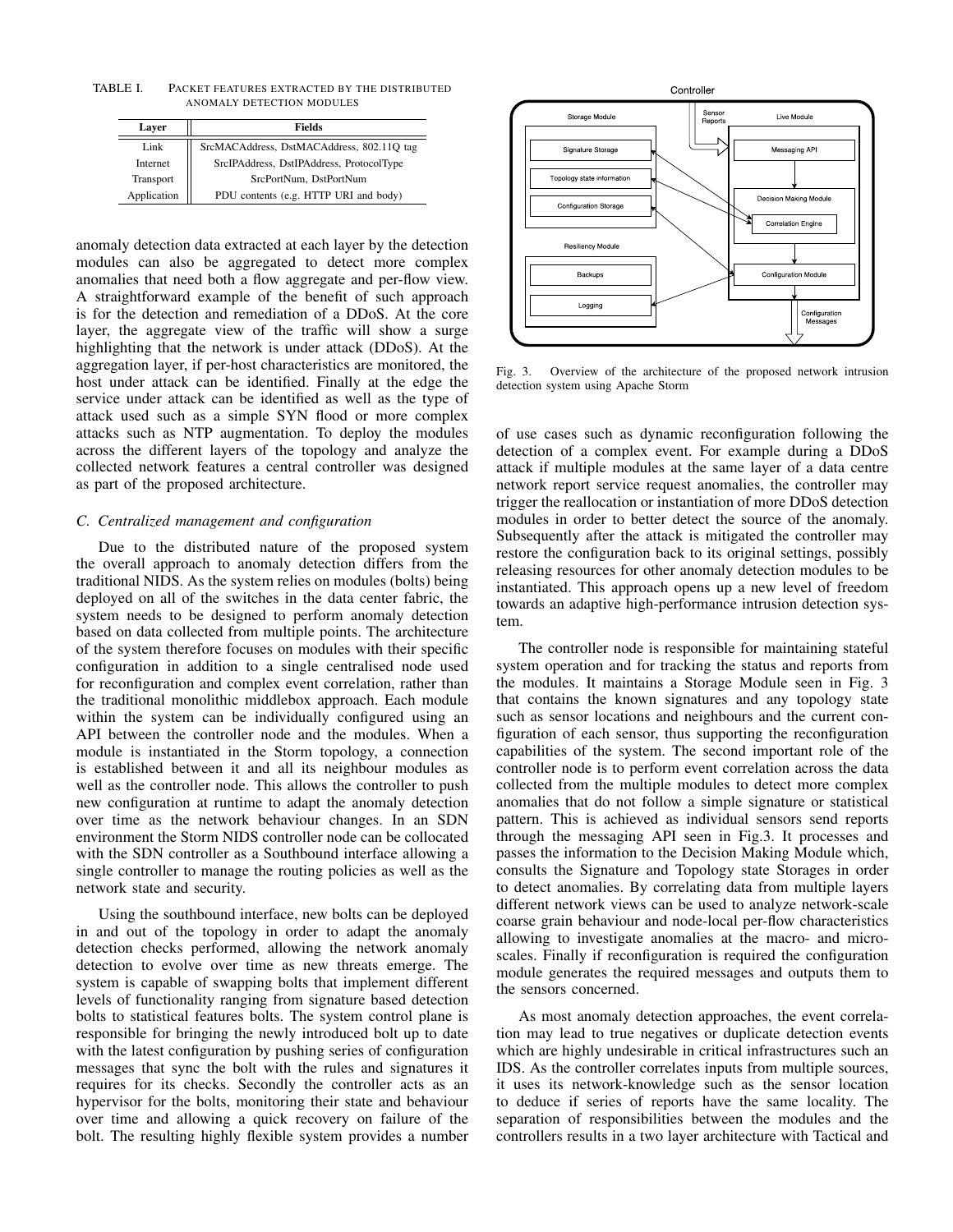TABLE I. PACKET FEATURES EXTRACTED BY THE DISTRIBUTED ANOMALY DETECTION MODULES

| Layer | Fields |
|---|---|
| Link | SrcMACAddress, DstMACAddress, 802.11Q tag |
| Internet | SrcIPAddress, DstIPAddress, ProtocolType |
| Transport | SrcPortNum, DstPortNum |
| Application | PDU contents (e.g. HTTP URI and body) |

anomaly detection data extracted at each layer by the detection modules can also be aggregated to detect more complex anomalies that need both a flow aggregate and per-flow view. A straightforward example of the benefit of such approach is for the detection and remediation of a DDoS. At the core layer, the aggregate view of the traffic will show a surge highlighting that the network is under attack (DDoS). At the aggregation layer, if per-host characteristics are monitored, the host under attack can be identified. Finally at the edge the service under attack can be identified as well as the type of attack used such as a simple SYN flood or more complex attacks such as NTP augmentation. To deploy the modules across the different layers of the topology and analyze the collected network features a central controller was designed as part of the proposed architecture.

### C. Centralized management and configuration

Due to the distributed nature of the proposed system the overall approach to anomaly detection differs from the traditional NIDS. As the system relies on modules (bolts) being deployed on all of the switches in the data center fabric, the system needs to be designed to perform anomaly detection based on data collected from multiple points. The architecture of the system therefore focuses on modules with their specific configuration in addition to a single centralised node used for reconfiguration and complex event correlation, rather than the traditional monolithic middlebox approach. Each module within the system can be individually configured using an API between the controller node and the modules. When a module is instantiated in the Storm topology, a connection is established between it and all its neighbour modules as well as the controller node. This allows the controller to push new configuration at runtime to adapt the anomaly detection over time as the network behaviour changes. In an SDN environment the Storm NIDS controller node can be collocated with the SDN controller as a Southbound interface allowing a single controller to manage the routing policies as well as the network state and security.

Using the southbound interface, new bolts can be deployed in and out of the topology in order to adapt the anomaly detection checks performed, allowing the network anomaly detection to evolve over time as new threats emerge. The system is capable of swapping bolts that implement different levels of functionality ranging from signature based detection bolts to statistical features bolts. The system control plane is responsible for bringing the newly introduced bolt up to date with the latest configuration by pushing series of configuration messages that sync the bolt with the rules and signatures it requires for its checks. Secondly the controller acts as an hypervisor for the bolts, monitoring their state and behaviour over time and allowing a quick recovery on failure of the bolt. The resulting highly flexible system provides a number of use cases such as dynamic reconfiguration following the detection of a complex event. For example during a DDoS attack if multiple modules at the same layer of a data centre network report service request anomalies, the controller may trigger the reallocation or instantiation of more DDoS detection modules in order to better detect the source of the anomaly. Subsequently after the attack is mitigated the controller may restore the configuration back to its original settings, possibly releasing resources for other anomaly detection modules to be instantiated. This approach opens up a new level of freedom towards an adaptive high-performance intrusion detection system.

Fig. 3. Overview of the architecture of the proposed network intrusion detection system using Apache Storm

The controller node is responsible for maintaining stateful system operation and for tracking the status and reports from the modules. It maintains a Storage Module seen in Fig. 3 that contains the known signatures and any topology state such as sensor locations and neighbours and the current configuration of each sensor, thus supporting the reconfiguration capabilities of the system. The second important role of the controller node is to perform event correlation across the data collected from the multiple modules to detect more complex anomalies that do not follow a simple signature or statistical pattern. This is achieved as individual sensors send reports through the messaging API seen in Fig.3. It processes and passes the information to the Decision Making Module which, consults the Signature and Topology state Storages in order to detect anomalies. By correlating data from multiple layers different network views can be used to analyze network-scale coarse grain behaviour and node-local per-flow characteristics allowing to investigate anomalies at the macro- and micro-scales. Finally if reconfiguration is required the configuration module generates the required messages and outputs them to the sensors concerned.

As most anomaly detection approaches, the event correlation may lead to true negatives or duplicate detection events which are highly undesirable in critical infrastructures such an IDS. As the controller correlates inputs from multiple sources, it uses its network-knowledge such as the sensor location to deduce if series of reports have the same locality. The separation of responsibilities between the modules and the controllers results in a two layer architecture with Tactical and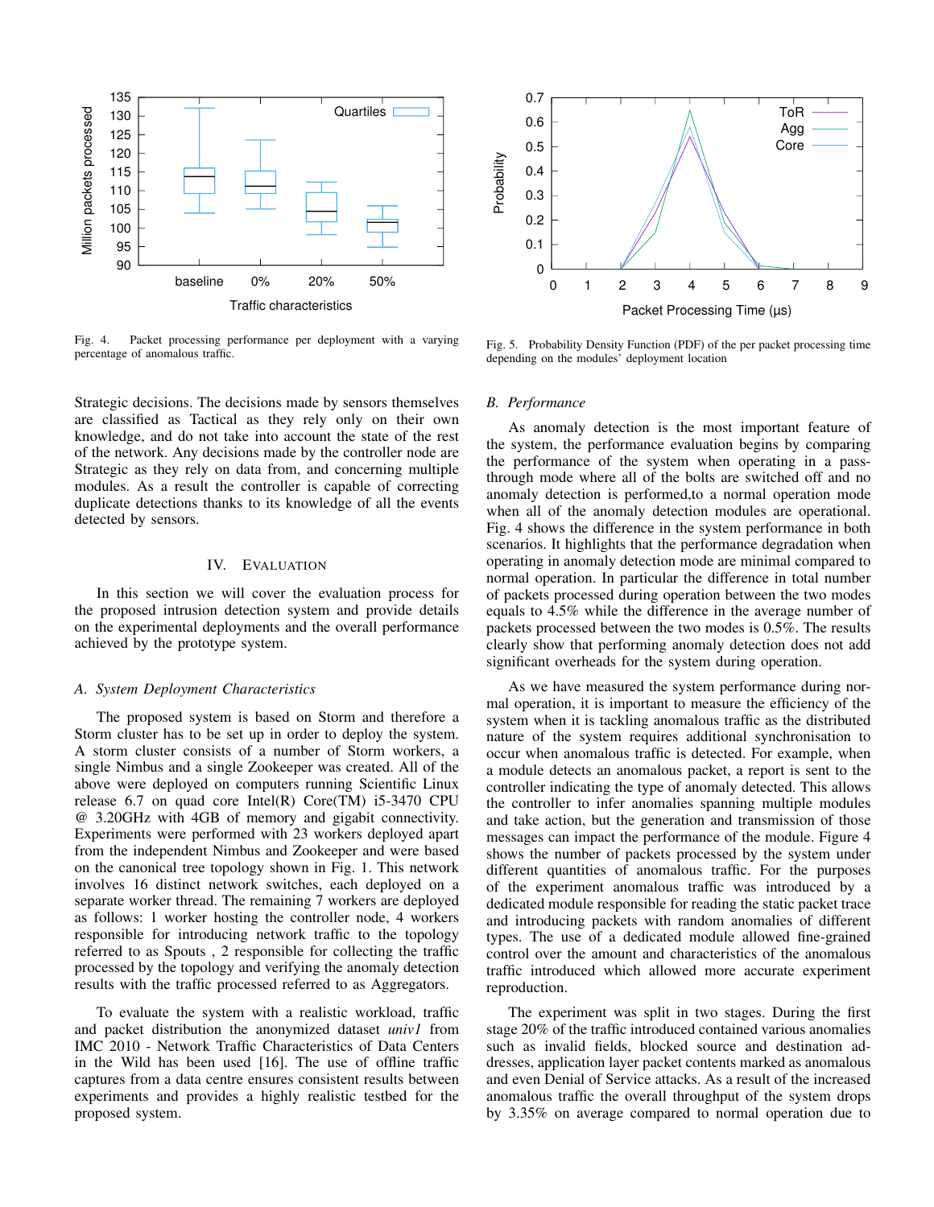Fig. 4. Packet processing performance per deployment with a varying percentage of anomalous traffic.

Fig. 5. Probability Density Function (PDF) of the per packet processing time depending on the modules' deployment location

Strategic decisions. The decisions made by sensors themselves are classified as Tactical as they rely only on their own knowledge, and do not take into account the state of the rest of the network. Any decisions made by the controller node are Strategic as they rely on data from, and concerning multiple modules. As a result the controller is capable of correcting duplicate detections thanks to its knowledge of all the events detected by sensors.

## IV. Evaluation

In this section we will cover the evaluation process for the proposed intrusion detection system and provide details on the experimental deployments and the overall performance achieved by the prototype system.

### *A. System Deployment Characteristics*

The proposed system is based on Storm and therefore a Storm cluster has to be set up in order to deploy the system. A storm cluster consists of a number of Storm workers, a single Nimbus and a single Zookeeper was created. All of the above were deployed on computers running Scientific Linux release 6.7 on quad core Intel(R) Core(TM) i5-3470 CPU @ 3.20GHz with 4GB of memory and gigabit connectivity. Experiments were performed with 23 workers deployed apart from the independent Nimbus and Zookeeper and were based on the canonical tree topology shown in Fig. 1. This network involves 16 distinct network switches, each deployed on a separate worker thread. The remaining 7 workers are deployed as follows: 1 worker hosting the controller node, 4 workers responsible for introducing network traffic to the topology referred to as Spouts , 2 responsible for collecting the traffic processed by the topology and verifying the anomaly detection results with the traffic processed referred to as Aggregators.

To evaluate the system with a realistic workload, traffic and packet distribution the anonymized dataset *univ1* from IMC 2010 - Network Traffic Characteristics of Data Centers in the Wild has been used [16]. The use of offline traffic captures from a data centre ensures consistent results between experiments and provides a highly realistic testbed for the proposed system.

### *B. Performance*

As anomaly detection is the most important feature of the system, the performance evaluation begins by comparing the performance of the system when operating in a pass-through mode where all of the bolts are switched off and no anomaly detection is performed,to a normal operation mode when all of the anomaly detection modules are operational. Fig. 4 shows the difference in the system performance in both scenarios. It highlights that the performance degradation when operating in anomaly detection mode are minimal compared to normal operation. In particular the difference in total number of packets processed during operation between the two modes equals to 4.5% while the difference in the average number of packets processed between the two modes is 0.5%. The results clearly show that performing anomaly detection does not add significant overheads for the system during operation.

As we have measured the system performance during normal operation, it is important to measure the efficiency of the system when it is tackling anomalous traffic as the distributed nature of the system requires additional synchronisation to occur when anomalous traffic is detected. For example, when a module detects an anomalous packet, a report is sent to the controller indicating the type of anomaly detected. This allows the controller to infer anomalies spanning multiple modules and take action, but the generation and transmission of those messages can impact the performance of the module. Figure 4 shows the number of packets processed by the system under different quantities of anomalous traffic. For the purposes of the experiment anomalous traffic was introduced by a dedicated module responsible for reading the static packet trace and introducing packets with random anomalies of different types. The use of a dedicated module allowed fine-grained control over the amount and characteristics of the anomalous traffic introduced which allowed more accurate experiment reproduction.

The experiment was split in two stages. During the first stage 20% of the traffic introduced contained various anomalies such as invalid fields, blocked source and destination addresses, application layer packet contents marked as anomalous and even Denial of Service attacks. As a result of the increased anomalous traffic the overall throughput of the system drops by 3.35% on average compared to normal operation due to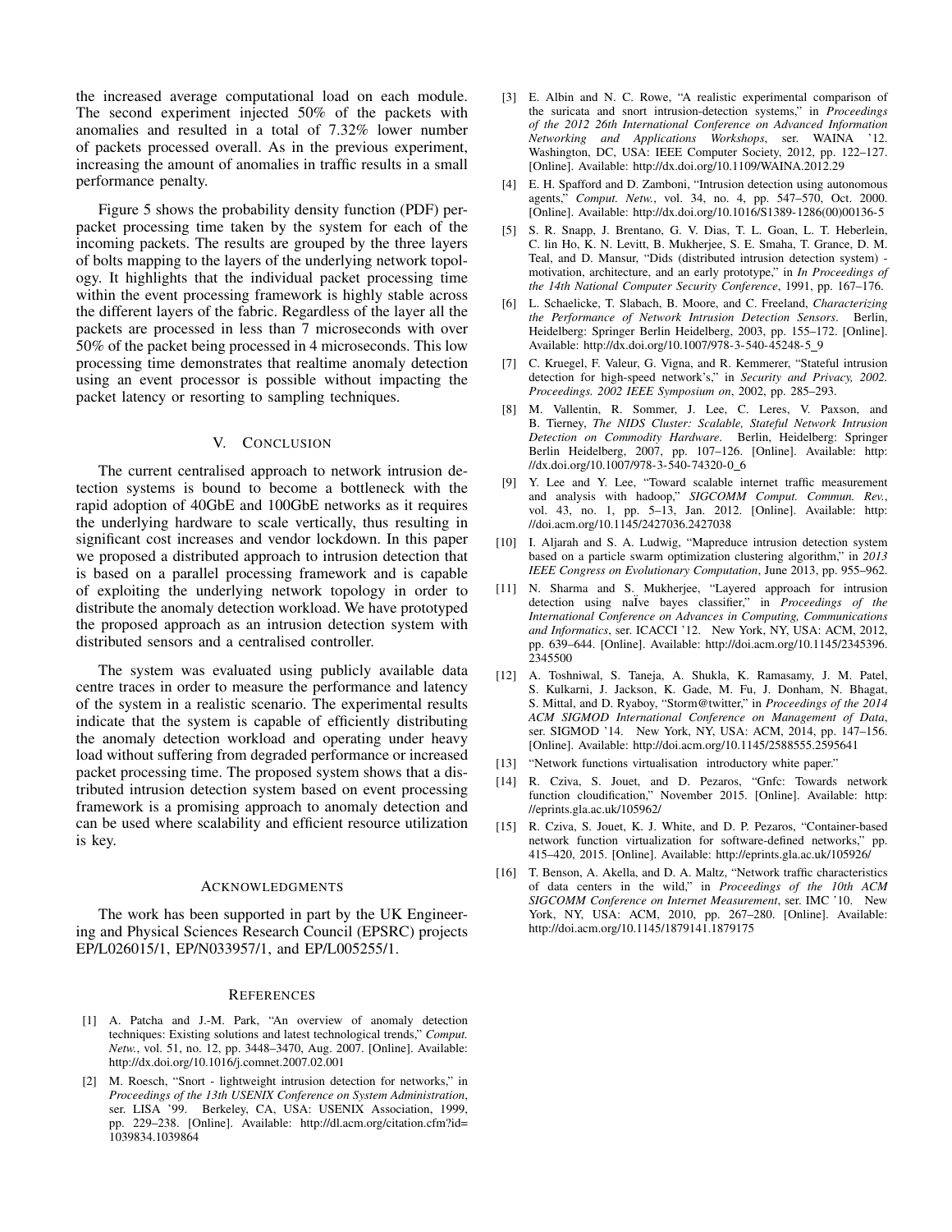the increased average computational load on each module. The second experiment injected 50% of the packets with anomalies and resulted in a total of 7.32% lower number of packets processed overall. As in the previous experiment, increasing the amount of anomalies in traffic results in a small performance penalty.

Figure 5 shows the probability density function (PDF) per-packet processing time taken by the system for each of the incoming packets. The results are grouped by the three layers of bolts mapping to the layers of the underlying network topology. It highlights that the individual packet processing time within the event processing framework is highly stable across the different layers of the fabric. Regardless of the layer all the packets are processed in less than 7 microseconds with over 50% of the packet being processed in 4 microseconds. This low processing time demonstrates that realtime anomaly detection using an event processor is possible without impacting the packet latency or resorting to sampling techniques.

## V. Conclusion

The current centralised approach to network intrusion detection systems is bound to become a bottleneck with the rapid adoption of 40GbE and 100GbE networks as it requires the underlying hardware to scale vertically, thus resulting in significant cost increases and vendor lockdown. In this paper we proposed a distributed approach to intrusion detection that is based on a parallel processing framework and is capable of exploiting the underlying network topology in order to distribute the anomaly detection workload. We have prototyped the proposed approach as an intrusion detection system with distributed sensors and a centralised controller.

The system was evaluated using publicly available data centre traces in order to measure the performance and latency of the system in a realistic scenario. The experimental results indicate that the system is capable of efficiently distributing the anomaly detection workload and operating under heavy load without suffering from degraded performance or increased packet processing time. The proposed system shows that a distributed intrusion detection system based on event processing framework is a promising approach to anomaly detection and can be used where scalability and efficient resource utilization is key.

## Acknowledgments

The work has been supported in part by the UK Engineering and Physical Sciences Research Council (EPSRC) projects EP/L026015/1, EP/N033957/1, and EP/L005255/1.

## References

[1] A. Patcha and J.-M. Park, "An overview of anomaly detection techniques: Existing solutions and latest technological trends," *Comput. Netw.*, vol. 51, no. 12, pp. 3448–3470, Aug. 2007. [Online]. Available: http://dx.doi.org/10.1016/j.comnet.2007.02.001

[2] M. Roesch, "Snort - lightweight intrusion detection for networks," in *Proceedings of the 13th USENIX Conference on System Administration*, ser. LISA '99. Berkeley, CA, USA: USENIX Association, 1999, pp. 229–238. [Online]. Available: http://dl.acm.org/citation.cfm?id=1039834.1039864

[3] E. Albin and N. C. Rowe, "A realistic experimental comparison of the suricata and snort intrusion-detection systems," in *Proceedings of the 2012 26th International Conference on Advanced Information Networking and Applications Workshops*, ser. WAINA '12. Washington, DC, USA: IEEE Computer Society, 2012, pp. 122–127. [Online]. Available: http://dx.doi.org/10.1109/WAINA.2012.29

[4] E. H. Spafford and D. Zamboni, "Intrusion detection using autonomous agents," *Comput. Netw.*, vol. 34, no. 4, pp. 547–570, Oct. 2000. [Online]. Available: http://dx.doi.org/10.1016/S1389-1286(00)00136-5

[5] S. R. Snapp, J. Brentano, G. V. Dias, T. L. Goan, L. T. Heberlein, C. lin Ho, K. N. Levitt, B. Mukherjee, S. E. Smaha, T. Grance, D. M. Teal, and D. Mansur, "Dids (distributed intrusion detection system) - motivation, architecture, and an early prototype," in *In Proceedings of the 14th National Computer Security Conference*, 1991, pp. 167–176.

[6] L. Schaelicke, T. Slabach, B. Moore, and C. Freeland, *Characterizing the Performance of Network Intrusion Detection Sensors*. Berlin, Heidelberg: Springer Berlin Heidelberg, 2003, pp. 155–172. [Online]. Available: http://dx.doi.org/10.1007/978-3-540-45248-5_9

[7] C. Kruegel, F. Valeur, G. Vigna, and R. Kemmerer, "Stateful intrusion detection for high-speed network's," in *Security and Privacy, 2002. Proceedings. 2002 IEEE Symposium on*, 2002, pp. 285–293.

[8] M. Vallentin, R. Sommer, J. Lee, C. Leres, V. Paxson, and B. Tierney, *The NIDS Cluster: Scalable, Stateful Network Intrusion Detection on Commodity Hardware*. Berlin, Heidelberg: Springer Berlin Heidelberg, 2007, pp. 107–126. [Online]. Available: http://dx.doi.org/10.1007/978-3-540-74320-0_6

[9] Y. Lee and Y. Lee, "Toward scalable internet traffic measurement and analysis with hadoop," *SIGCOMM Comput. Commun. Rev.*, vol. 43, no. 1, pp. 5–13, Jan. 2012. [Online]. Available: http://doi.acm.org/10.1145/2427036.2427038

[10] I. Aljarah and S. A. Ludwig, "Mapreduce intrusion detection system based on a particle swarm optimization clustering algorithm," in *2013 IEEE Congress on Evolutionary Computation*, June 2013, pp. 955–962.

[11] N. Sharma and S. Mukherjee, "Layered approach for intrusion detection using naÏve bayes classifier," in *Proceedings of the International Conference on Advances in Computing, Communications and Informatics*, ser. ICACCI '12. New York, NY, USA: ACM, 2012, pp. 639–644. [Online]. Available: http://doi.acm.org/10.1145/2345396.2345500

[12] A. Toshniwal, S. Taneja, A. Shukla, K. Ramasamy, J. M. Patel, S. Kulkarni, J. Jackson, K. Gade, M. Fu, J. Donham, N. Bhagat, S. Mittal, and D. Ryaboy, "Storm@twitter," in *Proceedings of the 2014 ACM SIGMOD International Conference on Management of Data*, ser. SIGMOD '14. New York, NY, USA: ACM, 2014, pp. 147–156. [Online]. Available: http://doi.acm.org/10.1145/2588555.2595641

[13] "Network functions virtualisation introductory white paper."

[14] R. Cziva, S. Jouet, and D. Pezaros, "Gnfc: Towards network function cloudification," November 2015. [Online]. Available: http://eprints.gla.ac.uk/105962/

[15] R. Cziva, S. Jouet, K. J. White, and D. P. Pezaros, "Container-based network function virtualization for software-defined networks," pp. 415–420, 2015. [Online]. Available: http://eprints.gla.ac.uk/105926/

[16] T. Benson, A. Akella, and D. A. Maltz, "Network traffic characteristics of data centers in the wild," in *Proceedings of the 10th ACM SIGCOMM Conference on Internet Measurement*, ser. IMC '10. New York, NY, USA: ACM, 2010, pp. 267–280. [Online]. Available: http://doi.acm.org/10.1145/1879141.1879175